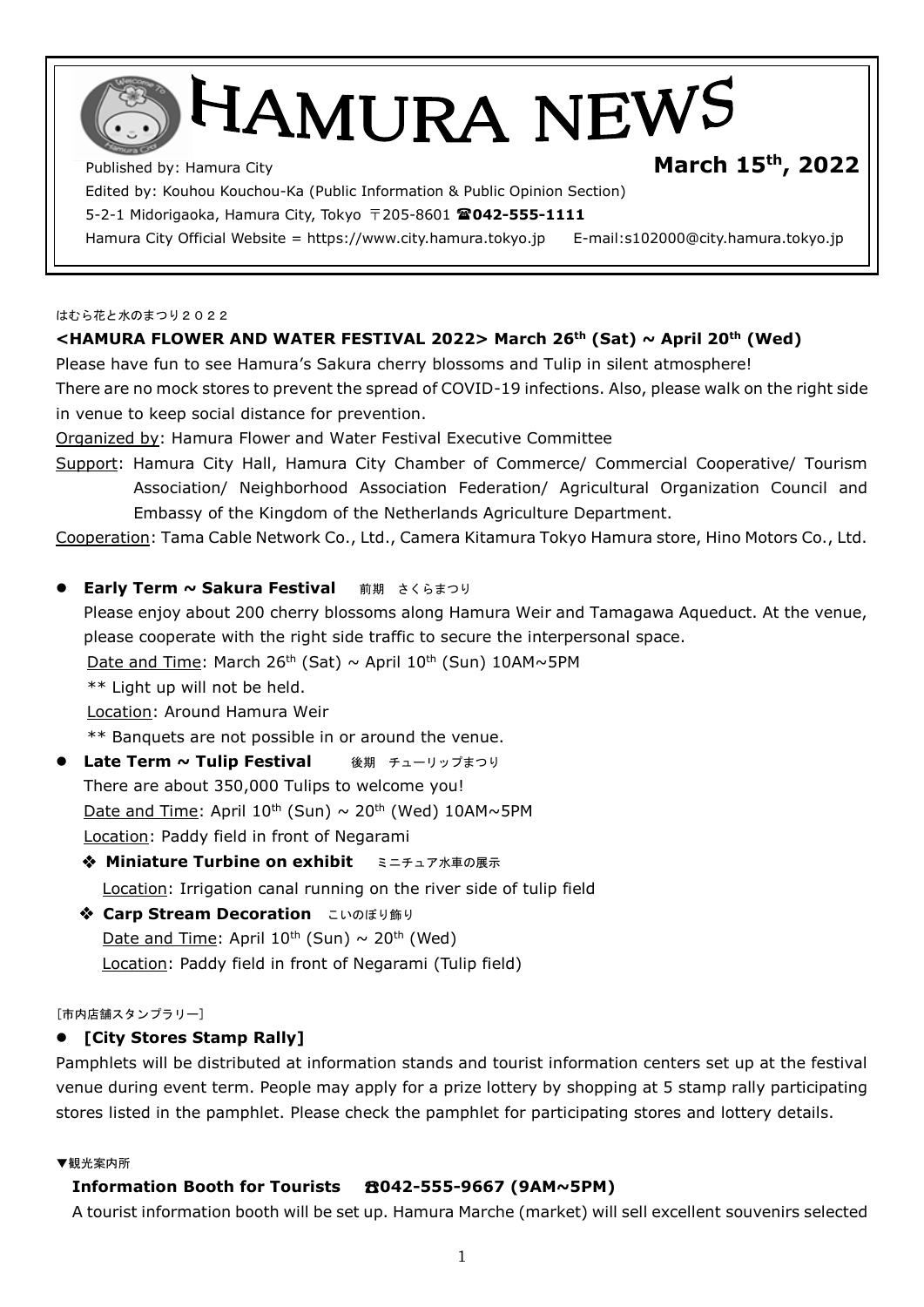# HAMURA NEWS

Published by: Hamura City **March 15th, 2022**

Edited by: Kouhou Kouchou-Ka (Public Information & Public Opinion Section)

5-2-1 Midorigaoka, Hamura City, Tokyo 〒205-8601 ☎**042-555-1111**

Hamura City Official Website = https://www.city.hamura.tokyo.jp E-mail:s102000@city.hamura.tokyo.jp

はむら花と水のまつり２０２２

## <HAMURA FLOWER AND WATER FESTIVAL 2022> March 26th (Sat) ~ April 20th (Wed)

Please have fun to see Hamura's Sakura cherry blossoms and Tulip in silent atmosphere!

There are no mock stores to prevent the spread of COVID-19 infections. Also, please walk on the right side in venue to keep social distance for prevention.

Organized by: Hamura Flower and Water Festival Executive Committee

Support: Hamura City Hall, Hamura City Chamber of Commerce/ Commercial Cooperative/ Tourism Association/ Neighborhood Association Federation/ Agricultural Organization Council and Embassy of the Kingdom of the Netherlands Agriculture Department.

Cooperation: Tama Cable Network Co., Ltd., Camera Kitamura Tokyo Hamura store, Hino Motors Co., Ltd.

- **Early Term ~ Sakura Festival** 前期 さくらまつり

  Please enjoy about 200 cherry blossoms along Hamura Weir and Tamagawa Aqueduct. At the venue, please cooperate with the right side traffic to secure the interpersonal space.

  Date and Time: March 26th (Sat) ~ April 10th (Sun) 10AM~5PM

  ** Light up will not be held.

  Location: Around Hamura Weir

  ** Banquets are not possible in or around the venue.

- **Late Term ~ Tulip Festival** 後期 チューリップまつり

  There are about 350,000 Tulips to welcome you!

  Date and Time: April 10th (Sun) ~ 20th (Wed) 10AM~5PM

  Location: Paddy field in front of Negarami

  - **Miniature Turbine on exhibit** ミニチュア水車の展示

    Location: Irrigation canal running on the river side of tulip field

  - **Carp Stream Decoration** こいのぼり飾り

    Date and Time: April 10th (Sun) ~ 20th (Wed)

    Location: Paddy field in front of Negarami (Tulip field)

［市内店舗スタンプラリー］

- **[City Stores Stamp Rally]**

Pamphlets will be distributed at information stands and tourist information centers set up at the festival venue during event term. People may apply for a prize lottery by shopping at 5 stamp rally participating stores listed in the pamphlet. Please check the pamphlet for participating stores and lottery details.

▼観光案内所

**Information Booth for Tourists ☎042-555-9667 (9AM~5PM)**

A tourist information booth will be set up. Hamura Marche (market) will sell excellent souvenirs selected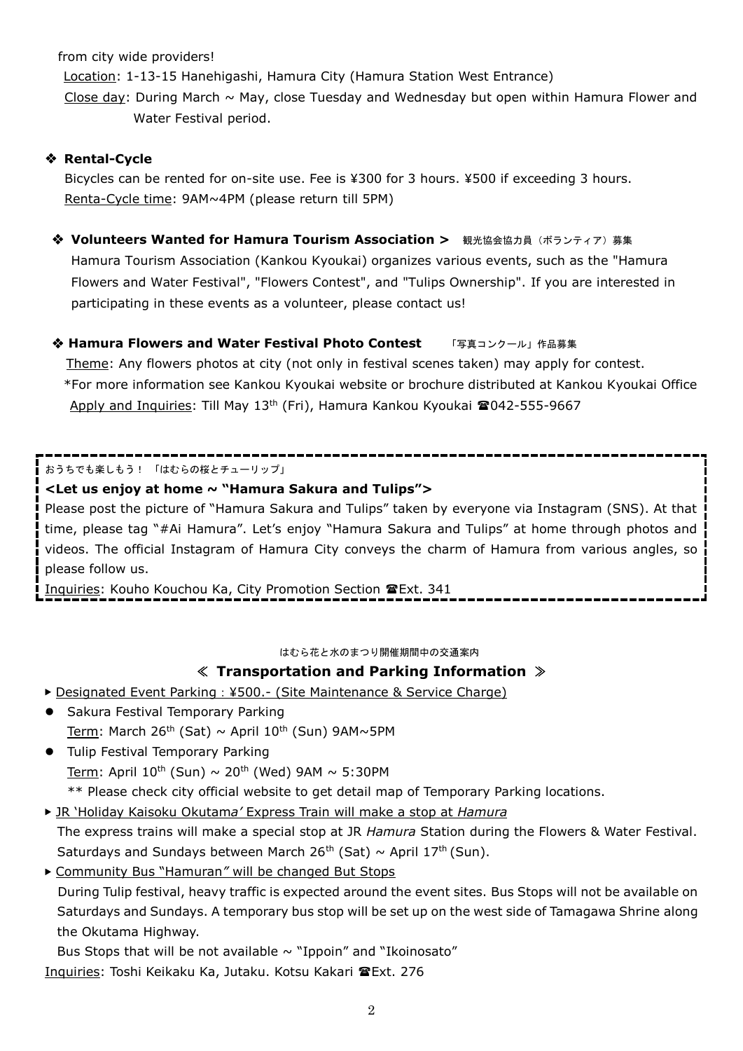from city wide providers!

Location: 1-13-15 Hanehigashi, Hamura City (Hamura Station West Entrance)

Close day: During March ~ May, close Tuesday and Wednesday but open within Hamura Flower and Water Festival period.

### ❖ Rental-Cycle

Bicycles can be rented for on-site use. Fee is ¥300 for 3 hours. ¥500 if exceeding 3 hours.

Renta-Cycle time: 9AM~4PM (please return till 5PM)

### ❖ Volunteers Wanted for Hamura Tourism Association > 観光協会協力員（ボランティア）募集

Hamura Tourism Association (Kankou Kyoukai) organizes various events, such as the "Hamura Flowers and Water Festival", "Flowers Contest", and "Tulips Ownership". If you are interested in participating in these events as a volunteer, please contact us!

### ❖ Hamura Flowers and Water Festival Photo Contest 「写真コンクール」作品募集

Theme: Any flowers photos at city (not only in festival scenes taken) may apply for contest.

*For more information see Kankou Kyoukai website or brochure distributed at Kankou Kyoukai Office

Apply and Inquiries: Till May 13th (Fri), Hamura Kankou Kyoukai ☎042-555-9667

---

おうちでも楽しもう！ 「はむらの桜とチューリップ」

**<Let us enjoy at home ~ "Hamura Sakura and Tulips">**

Please post the picture of "Hamura Sakura and Tulips" taken by everyone via Instagram (SNS). At that time, please tag "#Ai Hamura". Let's enjoy "Hamura Sakura and Tulips" at home through photos and videos. The official Instagram of Hamura City conveys the charm of Hamura from various angles, so please follow us.

Inquiries: Kouho Kouchou Ka, City Promotion Section ☎Ext. 341

---

はむら花と水のまつり開催期間中の交通案内

## ≪ Transportation and Parking Information ≫

▸ Designated Event Parking：¥500.- (Site Maintenance & Service Charge)

- Sakura Festival Temporary Parking
  Term: March 26th (Sat) ~ April 10th (Sun) 9AM~5PM
- Tulip Festival Temporary Parking
  Term: April 10th (Sun) ~ 20th (Wed) 9AM ~ 5:30PM
  ** Please check city official website to get detail map of Temporary Parking locations.

▸ JR 'Holiday Kaisoku Okutama' Express Train will make a stop at *Hamura*

The express trains will make a special stop at JR *Hamura* Station during the Flowers & Water Festival. Saturdays and Sundays between March 26th (Sat) ~ April 17th (Sun).

▸ Community Bus "Hamuran" will be changed But Stops

During Tulip festival, heavy traffic is expected around the event sites. Bus Stops will not be available on Saturdays and Sundays. A temporary bus stop will be set up on the west side of Tamagawa Shrine along the Okutama Highway.

Bus Stops that will be not available ~ "Ippoin" and "Ikoinosato"

Inquiries: Toshi Keikaku Ka, Jutaku. Kotsu Kakari ☎Ext. 276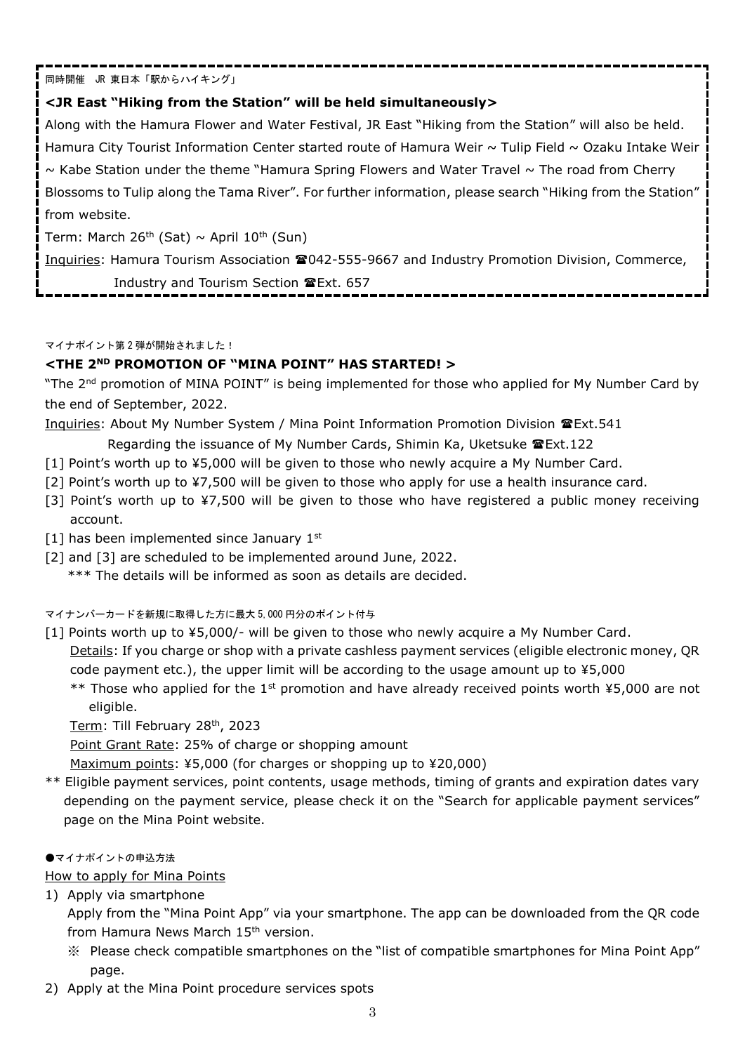同時開催　JR 東日本「駅からハイキング」

**<JR East "Hiking from the Station" will be held simultaneously>**

Along with the Hamura Flower and Water Festival, JR East "Hiking from the Station" will also be held. Hamura City Tourist Information Center started route of Hamura Weir ~ Tulip Field ~ Ozaku Intake Weir ~ Kabe Station under the theme "Hamura Spring Flowers and Water Travel ~ The road from Cherry Blossoms to Tulip along the Tama River". For further information, please search "Hiking from the Station" from website.

Term: March 26th (Sat) ~ April 10th (Sun)

Inquiries: Hamura Tourism Association ☎042-555-9667 and Industry Promotion Division, Commerce, Industry and Tourism Section ☎Ext. 657

マイナポイント第 2 弾が開始されました！

**<THE 2ND PROMOTION OF "MINA POINT" HAS STARTED! >**

"The 2nd promotion of MINA POINT" is being implemented for those who applied for My Number Card by the end of September, 2022.

Inquiries: About My Number System / Mina Point Information Promotion Division ☎Ext.541
Regarding the issuance of My Number Cards, Shimin Ka, Uketsuke ☎Ext.122

[1] Point's worth up to ¥5,000 will be given to those who newly acquire a My Number Card.
[2] Point's worth up to ¥7,500 will be given to those who apply for use a health insurance card.
[3] Point's worth up to ¥7,500 will be given to those who have registered a public money receiving account.
[1] has been implemented since January 1st
[2] and [3] are scheduled to be implemented around June, 2022.
\*\*\* The details will be informed as soon as details are decided.

マイナンバーカードを新規に取得した方に最大 5,000 円分のポイント付与

[1] Points worth up to ¥5,000/- will be given to those who newly acquire a My Number Card.
Details: If you charge or shop with a private cashless payment services (eligible electronic money, QR code payment etc.), the upper limit will be according to the usage amount up to ¥5,000
\*\* Those who applied for the 1st promotion and have already received points worth ¥5,000 are not eligible.
Term: Till February 28th, 2023
Point Grant Rate: 25% of charge or shopping amount
Maximum points: ¥5,000 (for charges or shopping up to ¥20,000)

\*\* Eligible payment services, point contents, usage methods, timing of grants and expiration dates vary depending on the payment service, please check it on the "Search for applicable payment services" page on the Mina Point website.

●マイナポイントの申込方法

How to apply for Mina Points

1) Apply via smartphone
Apply from the "Mina Point App" via your smartphone. The app can be downloaded from the QR code from Hamura News March 15th version.
※ Please check compatible smartphones on the "list of compatible smartphones for Mina Point App" page.
2) Apply at the Mina Point procedure services spots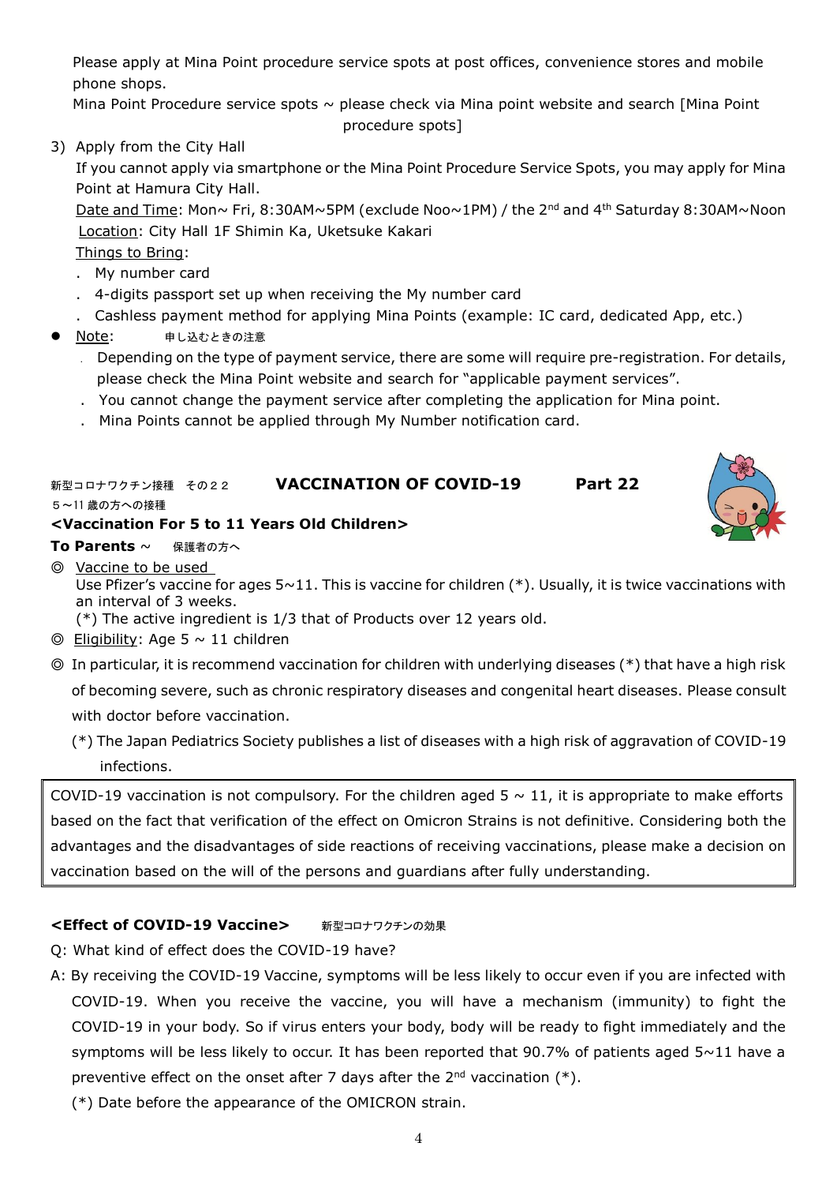Please apply at Mina Point procedure service spots at post offices, convenience stores and mobile phone shops.

Mina Point Procedure service spots ~ please check via Mina point website and search [Mina Point procedure spots]

3) Apply from the City Hall

If you cannot apply via smartphone or the Mina Point Procedure Service Spots, you may apply for Mina Point at Hamura City Hall.

Date and Time: Mon~ Fri, 8:30AM~5PM (exclude Noo~1PM) / the 2nd and 4th Saturday 8:30AM~Noon

Location: City Hall 1F Shimin Ka, Uketsuke Kakari

Things to Bring:

- My number card
- 4-digits passport set up when receiving the My number card
- Cashless payment method for applying Mina Points (example: IC card, dedicated App, etc.)

- Note: 申し込むときの注意
  - Depending on the type of payment service, there are some will require pre-registration. For details, please check the Mina Point website and search for "applicable payment services".
  - You cannot change the payment service after completing the application for Mina point.
  - Mina Points cannot be applied through My Number notification card.

## 新型コロナワクチン接種 その２２ VACCINATION OF COVID-19 Part 22

５～11 歳の方への接種

### <Vaccination For 5 to 11 Years Old Children>

**To Parents** ~ 保護者の方へ

◎ Vaccine to be used

Use Pfizer's vaccine for ages 5~11. This is vaccine for children (*). Usually, it is twice vaccinations with an interval of 3 weeks.

(*) The active ingredient is 1/3 that of Products over 12 years old.

◎ Eligibility: Age 5 ~ 11 children

◎ In particular, it is recommend vaccination for children with underlying diseases (*) that have a high risk of becoming severe, such as chronic respiratory diseases and congenital heart diseases. Please consult with doctor before vaccination.

(*) The Japan Pediatrics Society publishes a list of diseases with a high risk of aggravation of COVID-19 infections.

COVID-19 vaccination is not compulsory. For the children aged 5 ~ 11, it is appropriate to make efforts based on the fact that verification of the effect on Omicron Strains is not definitive. Considering both the advantages and the disadvantages of side reactions of receiving vaccinations, please make a decision on vaccination based on the will of the persons and guardians after fully understanding.

### <Effect of COVID-19 Vaccine> 新型コロナワクチンの効果

Q: What kind of effect does the COVID-19 have?

A: By receiving the COVID-19 Vaccine, symptoms will be less likely to occur even if you are infected with COVID-19. When you receive the vaccine, you will have a mechanism (immunity) to fight the COVID-19 in your body. So if virus enters your body, body will be ready to fight immediately and the symptoms will be less likely to occur. It has been reported that 90.7% of patients aged 5~11 have a preventive effect on the onset after 7 days after the 2nd vaccination (*).

(*) Date before the appearance of the OMICRON strain.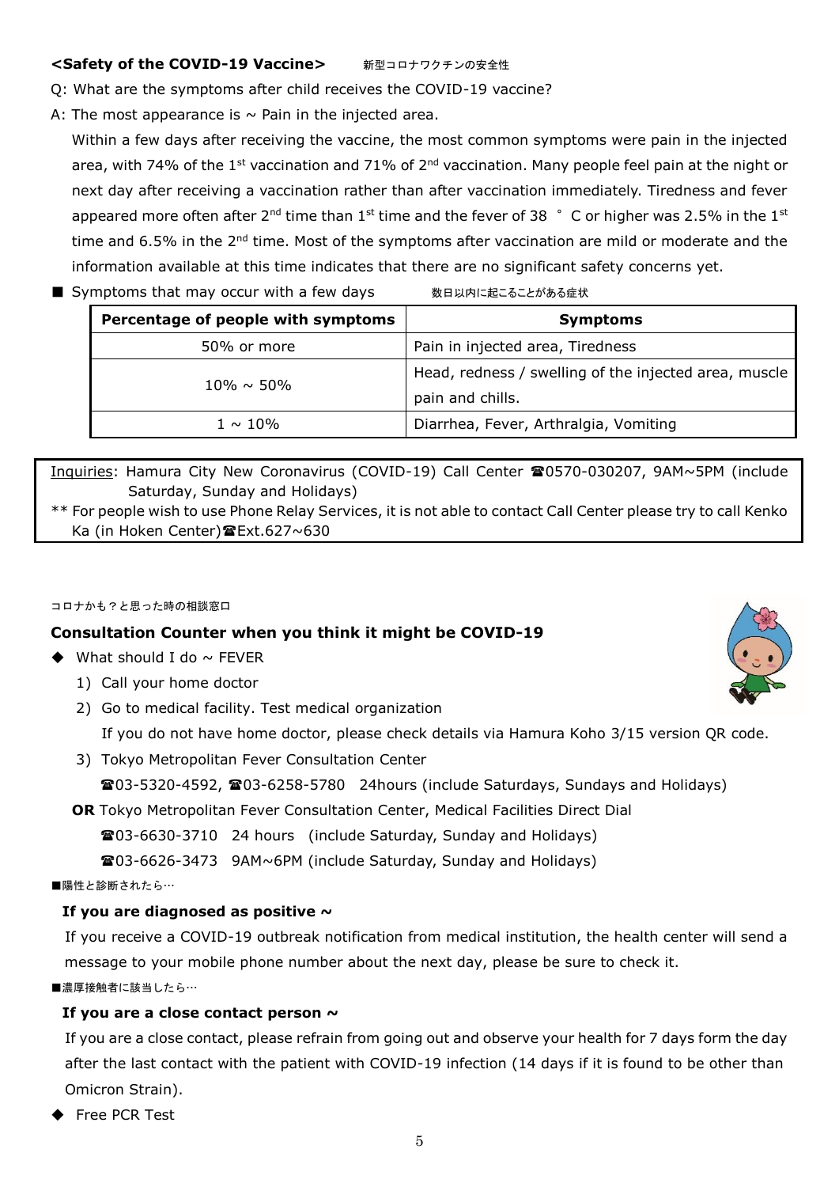**<Safety of the COVID-19 Vaccine>** 新型コロナワクチンの安全性

Q: What are the symptoms after child receives the COVID-19 vaccine?

A: The most appearance is ~ Pain in the injected area.

Within a few days after receiving the vaccine, the most common symptoms were pain in the injected area, with 74% of the 1st vaccination and 71% of 2nd vaccination. Many people feel pain at the night or next day after receiving a vaccination rather than after vaccination immediately. Tiredness and fever appeared more often after 2nd time than 1st time and the fever of 38 ゜C or higher was 2.5% in the 1st time and 6.5% in the 2nd time. Most of the symptoms after vaccination are mild or moderate and the information available at this time indicates that there are no significant safety concerns yet.

■ Symptoms that may occur with a few days 数日以内に起こることがある症状

| Percentage of people with symptoms | Symptoms |
|---|---|
| 50% or more | Pain in injected area, Tiredness |
| 10% ~ 50% | Head, redness / swelling of the injected area, muscle pain and chills. |
| 1 ~ 10% | Diarrhea, Fever, Arthralgia, Vomiting |

Inquiries: Hamura City New Coronavirus (COVID-19) Call Center ☎0570-030207, 9AM~5PM (include Saturday, Sunday and Holidays)

** For people wish to use Phone Relay Services, it is not able to contact Call Center please try to call Kenko Ka (in Hoken Center)☎Ext.627~630

コロナかも？と思った時の相談窓口

## Consultation Counter when you think it might be COVID-19

◆ What should I do ~ FEVER

1) Call your home doctor
2) Go to medical facility. Test medical organization
   If you do not have home doctor, please check details via Hamura Koho 3/15 version QR code.
3) Tokyo Metropolitan Fever Consultation Center
   ☎03-5320-4592, ☎03-6258-5780 24hours (include Saturdays, Sundays and Holidays)

**OR** Tokyo Metropolitan Fever Consultation Center, Medical Facilities Direct Dial

☎03-6630-3710 24 hours (include Saturday, Sunday and Holidays)

☎03-6626-3473 9AM~6PM (include Saturday, Sunday and Holidays)

■陽性と診断されたら…

**If you are diagnosed as positive ~**

If you receive a COVID-19 outbreak notification from medical institution, the health center will send a message to your mobile phone number about the next day, please be sure to check it.

■濃厚接触者に該当したら…

**If you are a close contact person ~**

If you are a close contact, please refrain from going out and observe your health for 7 days form the day after the last contact with the patient with COVID-19 infection (14 days if it is found to be other than Omicron Strain).

◆ Free PCR Test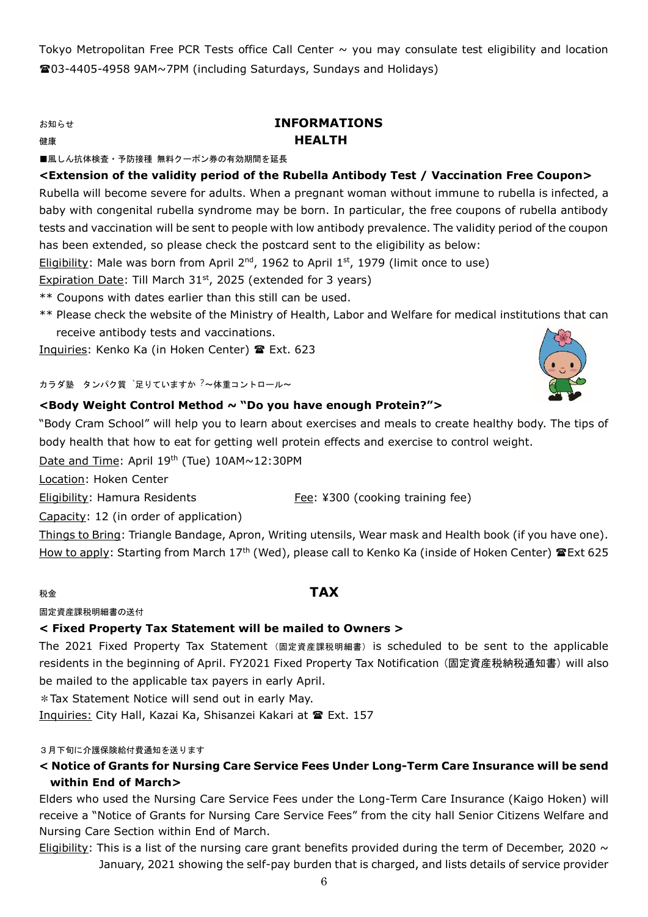Tokyo Metropolitan Free PCR Tests office Call Center ~ you may consulate test eligibility and location ☎03-4405-4958 9AM~7PM (including Saturdays, Sundays and Holidays)

お知らせ

# INFORMATIONS

健康

## HEALTH

■風しん抗体検査・予防接種 無料クーポン券の有効期間を延長

**<Extension of the validity period of the Rubella Antibody Test / Vaccination Free Coupon>**

Rubella will become severe for adults. When a pregnant woman without immune to rubella is infected, a baby with congenital rubella syndrome may be born. In particular, the free coupons of rubella antibody tests and vaccination will be sent to people with low antibody prevalence. The validity period of the coupon has been extended, so please check the postcard sent to the eligibility as below:

Eligibility: Male was born from April 2nd, 1962 to April 1st, 1979 (limit once to use)

Expiration Date: Till March 31st, 2025 (extended for 3 years)

** Coupons with dates earlier than this still can be used.

** Please check the website of the Ministry of Health, Labor and Welfare for medical institutions that can receive antibody tests and vaccinations.

Inquiries: Kenko Ka (in Hoken Center) ☎ Ext. 623

カラダ塾 タンパク質 `足りていますか ?~体重コントロール~

**<Body Weight Control Method ~ "Do you have enough Protein?">**

"Body Cram School" will help you to learn about exercises and meals to create healthy body. The tips of body health that how to eat for getting well protein effects and exercise to control weight.

Date and Time: April 19th (Tue) 10AM~12:30PM

Location: Hoken Center

Eligibility: Hamura Residents Fee: ¥300 (cooking training fee)

Capacity: 12 (in order of application)

Things to Bring: Triangle Bandage, Apron, Writing utensils, Wear mask and Health book (if you have one).

How to apply: Starting from March 17th (Wed), please call to Kenko Ka (inside of Hoken Center) ☎Ext 625

税金

## TAX

固定資産課税明細書の送付

**< Fixed Property Tax Statement will be mailed to Owners >**

The 2021 Fixed Property Tax Statement（固定資産課税明細書）is scheduled to be sent to the applicable residents in the beginning of April. FY2021 Fixed Property Tax Notification（固定資産税納税通知書）will also be mailed to the applicable tax payers in early April.

＊Tax Statement Notice will send out in early May.

Inquiries: City Hall, Kazai Ka, Shisanzei Kakari at ☎ Ext. 157

３月下旬に介護保険給付費通知を送ります

**< Notice of Grants for Nursing Care Service Fees Under Long-Term Care Insurance will be send within End of March>**

Elders who used the Nursing Care Service Fees under the Long-Term Care Insurance (Kaigo Hoken) will receive a "Notice of Grants for Nursing Care Service Fees" from the city hall Senior Citizens Welfare and Nursing Care Section within End of March.

Eligibility: This is a list of the nursing care grant benefits provided during the term of December, 2020 ~ January, 2021 showing the self-pay burden that is charged, and lists details of service provider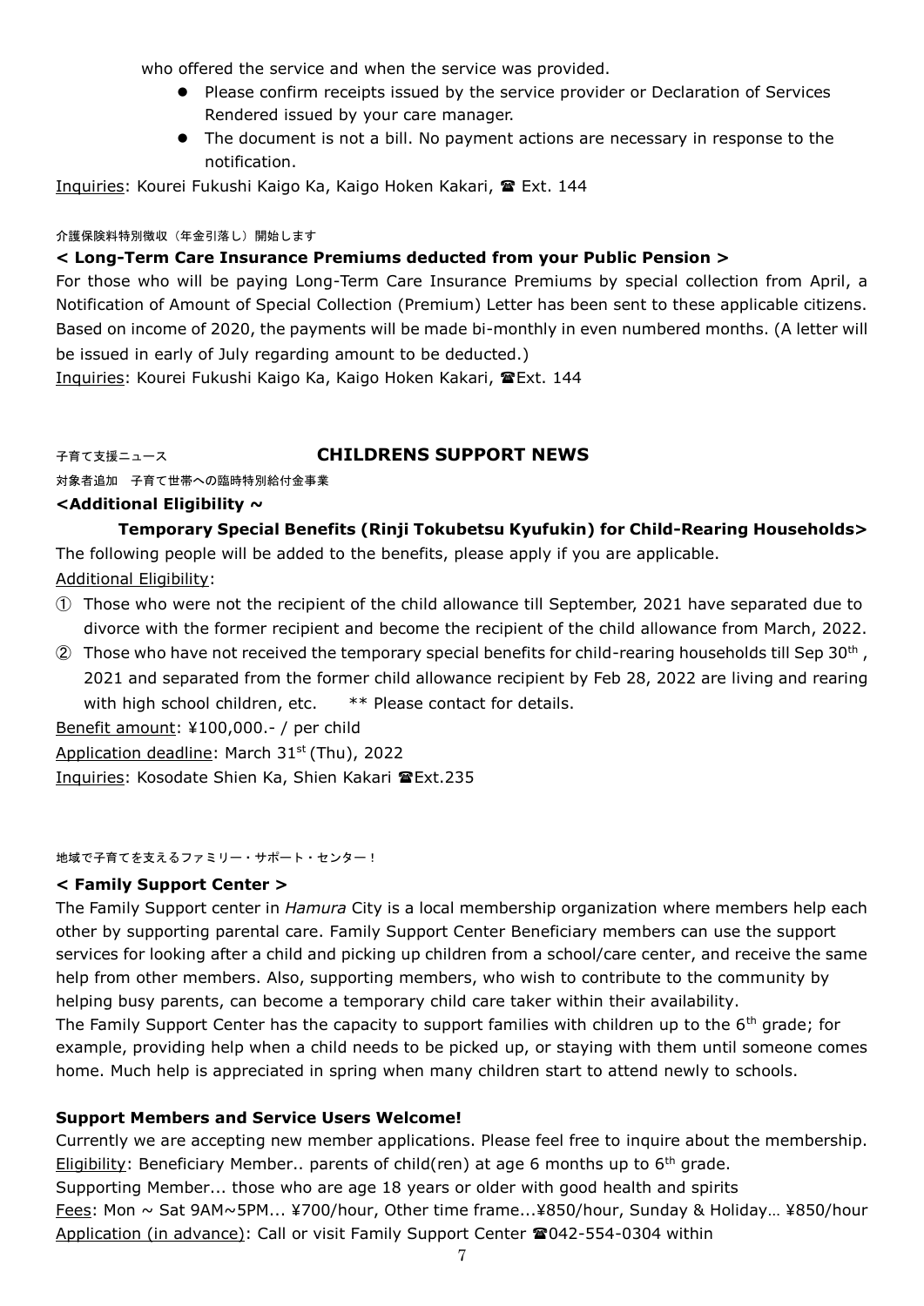who offered the service and when the service was provided.

- Please confirm receipts issued by the service provider or Declaration of Services Rendered issued by your care manager.
- The document is not a bill. No payment actions are necessary in response to the notification.

Inquiries: Kourei Fukushi Kaigo Ka, Kaigo Hoken Kakari, ☎ Ext. 144

介護保険料特別徴収（年金引落し）開始します

**< Long-Term Care Insurance Premiums deducted from your Public Pension >**

For those who will be paying Long-Term Care Insurance Premiums by special collection from April, a Notification of Amount of Special Collection (Premium) Letter has been sent to these applicable citizens. Based on income of 2020, the payments will be made bi-monthly in even numbered months. (A letter will be issued in early of July regarding amount to be deducted.)

Inquiries: Kourei Fukushi Kaigo Ka, Kaigo Hoken Kakari, ☎Ext. 144

子育て支援ニュース

## CHILDRENS SUPPORT NEWS

対象者追加　子育て世帯への臨時特別給付金事業

**<Additional Eligibility ~**

**Temporary Special Benefits (Rinji Tokubetsu Kyufukin) for Child-Rearing Households>**

The following people will be added to the benefits, please apply if you are applicable.

Additional Eligibility:

① Those who were not the recipient of the child allowance till September, 2021 have separated due to divorce with the former recipient and become the recipient of the child allowance from March, 2022.

② Those who have not received the temporary special benefits for child-rearing households till Sep 30th, 2021 and separated from the former child allowance recipient by Feb 28, 2022 are living and rearing with high school children, etc. ** Please contact for details.

Benefit amount: ¥100,000.- / per child

Application deadline: March 31st (Thu), 2022

Inquiries: Kosodate Shien Ka, Shien Kakari ☎Ext.235

地域で子育てを支えるファミリー・サポート・センター！

**< Family Support Center >**

The Family Support center in *Hamura* City is a local membership organization where members help each other by supporting parental care. Family Support Center Beneficiary members can use the support services for looking after a child and picking up children from a school/care center, and receive the same help from other members. Also, supporting members, who wish to contribute to the community by helping busy parents, can become a temporary child care taker within their availability.

The Family Support Center has the capacity to support families with children up to the 6th grade; for example, providing help when a child needs to be picked up, or staying with them until someone comes home. Much help is appreciated in spring when many children start to attend newly to schools.

**Support Members and Service Users Welcome!**

Currently we are accepting new member applications. Please feel free to inquire about the membership.

Eligibility: Beneficiary Member.. parents of child(ren) at age 6 months up to 6th grade.

Supporting Member... those who are age 18 years or older with good health and spirits

Fees: Mon ~ Sat 9AM~5PM... ¥700/hour, Other time frame...¥850/hour, Sunday & Holiday… ¥850/hour

Application (in advance): Call or visit Family Support Center ☎042-554-0304 within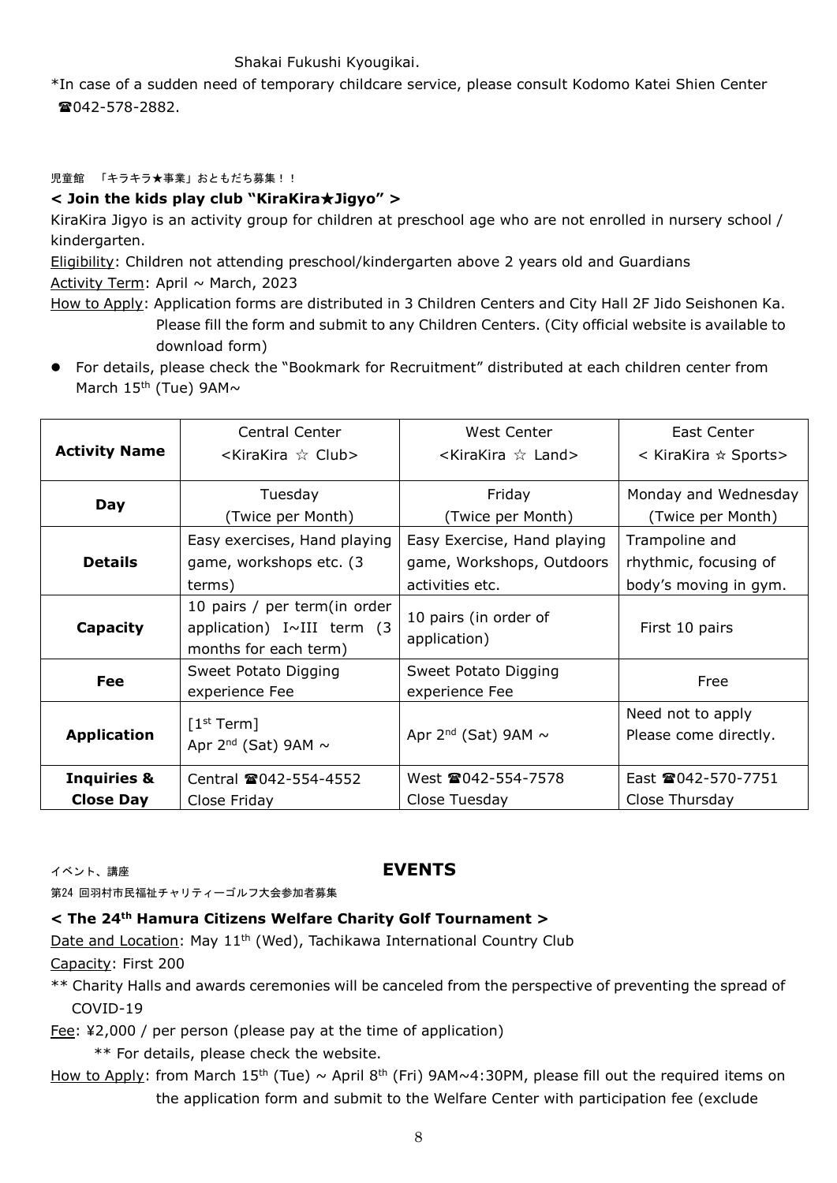Shakai Fukushi Kyougikai.

*In case of a sudden need of temporary childcare service, please consult Kodomo Katei Shien Center ☎042-578-2882.

児童館　「キラキラ★事業」おともだち募集！！

### < Join the kids play club “KiraKira★Jigyo” >

KiraKira Jigyo is an activity group for children at preschool age who are not enrolled in nursery school / kindergarten.

Eligibility: Children not attending preschool/kindergarten above 2 years old and Guardians

Activity Term: April ~ March, 2023

How to Apply: Application forms are distributed in 3 Children Centers and City Hall 2F Jido Seishonen Ka. Please fill the form and submit to any Children Centers. (City official website is available to download form)

- For details, please check the “Bookmark for Recruitment” distributed at each children center from March 15th (Tue) 9AM~

| **Activity Name** | Central Center <KiraKira ☆ Club> | West Center <KiraKira ☆ Land> | East Center < KiraKira ☆ Sports> |
|---|---|---|---|
| **Day** | Tuesday (Twice per Month) | Friday (Twice per Month) | Monday and Wednesday (Twice per Month) |
| **Details** | Easy exercises, Hand playing game, workshops etc. (3 terms) | Easy Exercise, Hand playing game, Workshops, Outdoors activities etc. | Trampoline and rhythmic, focusing of body’s moving in gym. |
| **Capacity** | 10 pairs / per term(in order application) I~III term (3 months for each term) | 10 pairs (in order of application) | First 10 pairs |
| **Fee** | Sweet Potato Digging experience Fee | Sweet Potato Digging experience Fee | Free |
| **Application** | [1st Term] Apr 2nd (Sat) 9AM ~ | Apr 2nd (Sat) 9AM ~ | Need not to apply Please come directly. |
| **Inquiries & Close Day** | Central ☎042-554-4552 Close Friday | West ☎042-554-7578 Close Tuesday | East ☎042-570-7751 Close Thursday |

イベント、講座

## EVENTS

第24 回羽村市民福祉チャリティーゴルフ大会参加者募集

### < The 24th Hamura Citizens Welfare Charity Golf Tournament >

Date and Location: May 11th (Wed), Tachikawa International Country Club

Capacity: First 200

** Charity Halls and awards ceremonies will be canceled from the perspective of preventing the spread of COVID-19

Fee: ¥2,000 / per person (please pay at the time of application)

** For details, please check the website.

How to Apply: from March 15th (Tue) ~ April 8th (Fri) 9AM~4:30PM, please fill out the required items on the application form and submit to the Welfare Center with participation fee (exclude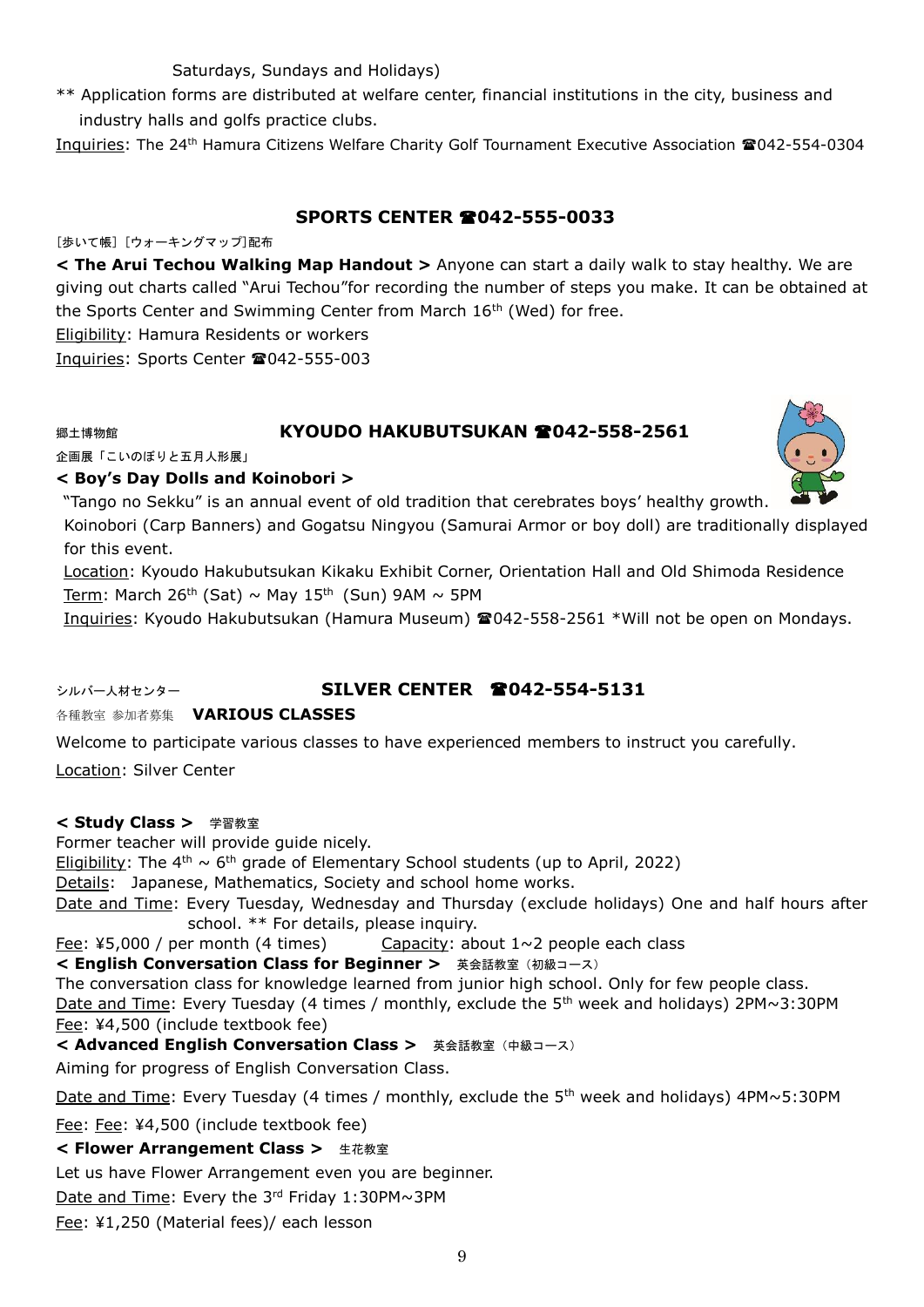Saturdays, Sundays and Holidays)

** Application forms are distributed at welfare center, financial institutions in the city, business and industry halls and golfs practice clubs.

Inquiries: The 24th Hamura Citizens Welfare Charity Golf Tournament Executive Association ☎042-554-0304

## SPORTS CENTER ☎042-555-0033

［歩いて帳］［ウォーキングマップ］配布

**< The Arui Techou Walking Map Handout >** Anyone can start a daily walk to stay healthy. We are giving out charts called "Arui Techou"for recording the number of steps you make. It can be obtained at the Sports Center and Swimming Center from March 16th (Wed) for free.

Eligibility: Hamura Residents or workers

Inquiries: Sports Center ☎042-555-003

## 郷土博物館 KYOUDO HAKUBUTSUKAN ☎042-558-2561

企画展「こいのぼりと五月人形展」

**< Boy's Day Dolls and Koinobori >**

"Tango no Sekku" is an annual event of old tradition that cerebrates boys' healthy growth. Koinobori (Carp Banners) and Gogatsu Ningyou (Samurai Armor or boy doll) are traditionally displayed for this event.

Location: Kyoudo Hakubutsukan Kikaku Exhibit Corner, Orientation Hall and Old Shimoda Residence

Term: March 26th (Sat) ~ May 15th (Sun) 9AM ~ 5PM

Inquiries: Kyoudo Hakubutsukan (Hamura Museum) ☎042-558-2561 *Will not be open on Mondays.

## シルバー人材センター SILVER CENTER ☎042-554-5131

各種教室 参加者募集 **VARIOUS CLASSES**

Welcome to participate various classes to have experienced members to instruct you carefully.

Location: Silver Center

**< Study Class >** 学習教室

Former teacher will provide guide nicely.

Eligibility: The 4th ~ 6th grade of Elementary School students (up to April, 2022)

Details: Japanese, Mathematics, Society and school home works.

Date and Time: Every Tuesday, Wednesday and Thursday (exclude holidays) One and half hours after school. ** For details, please inquiry.

Fee: ¥5,000 / per month (4 times) Capacity: about 1~2 people each class

**< English Conversation Class for Beginner >** 英会話教室（初級コース）

The conversation class for knowledge learned from junior high school. Only for few people class.

Date and Time: Every Tuesday (4 times / monthly, exclude the 5th week and holidays) 2PM~3:30PM

Fee: ¥4,500 (include textbook fee)

**< Advanced English Conversation Class >** 英会話教室（中級コース）

Aiming for progress of English Conversation Class.

Date and Time: Every Tuesday (4 times / monthly, exclude the 5th week and holidays) 4PM~5:30PM

Fee: Fee: ¥4,500 (include textbook fee)

**< Flower Arrangement Class >** 生花教室

Let us have Flower Arrangement even you are beginner.

Date and Time: Every the 3rd Friday 1:30PM~3PM

Fee: ¥1,250 (Material fees)/ each lesson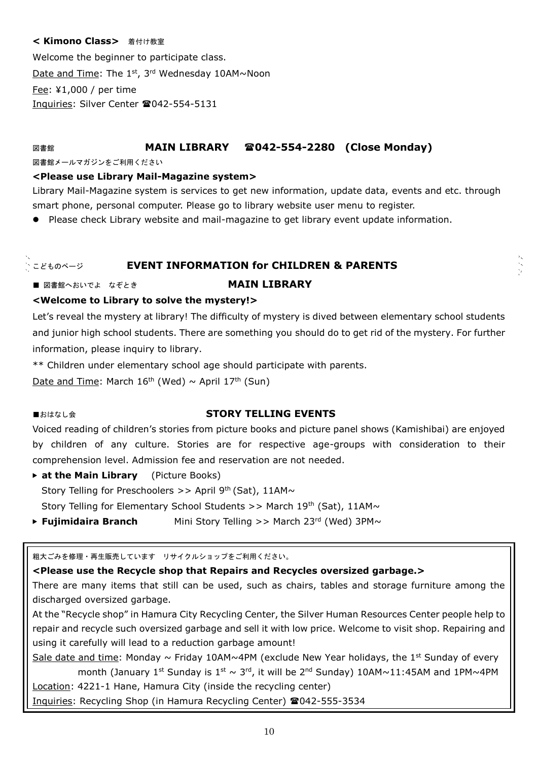**< Kimono Class>** 着付け教室

Welcome the beginner to participate class.

Date and Time: The 1st, 3rd Wednesday 10AM~Noon

Fee: ¥1,000 / per time

Inquiries: Silver Center ☎042-554-5131

## 図書館 MAIN LIBRARY ☎042-554-2280 (Close Monday)

図書館メールマガジンをご利用ください

**<Please use Library Mail-Magazine system>**

Library Mail-Magazine system is services to get new information, update data, events and etc. through smart phone, personal computer. Please go to library website user menu to register.

- Please check Library website and mail-magazine to get library event update information.

## こどものページ EVENT INFORMATION for CHILDREN & PARENTS

### ■ 図書館へおいでよ なぞとき MAIN LIBRARY

**<Welcome to Library to solve the mystery!>**

Let's reveal the mystery at library! The difficulty of mystery is dived between elementary school students and junior high school students. There are something you should do to get rid of the mystery. For further information, please inquiry to library.

** Children under elementary school age should participate with parents.

Date and Time: March 16th (Wed) ~ April 17th (Sun)

### ■おはなし会 STORY TELLING EVENTS

Voiced reading of children's stories from picture books and picture panel shows (Kamishibai) are enjoyed by children of any culture. Stories are for respective age-groups with consideration to their comprehension level. Admission fee and reservation are not needed.

- **at the Main Library** (Picture Books)
  Story Telling for Preschoolers >> April 9th (Sat), 11AM~
  Story Telling for Elementary School Students >> March 19th (Sat), 11AM~
- **Fujimidaira Branch** Mini Story Telling >> March 23rd (Wed) 3PM~

粗大ごみを修理・再生販売しています リサイクルショップをご利用ください。

**<Please use the Recycle shop that Repairs and Recycles oversized garbage.>**

There are many items that still can be used, such as chairs, tables and storage furniture among the discharged oversized garbage.

At the "Recycle shop" in Hamura City Recycling Center, the Silver Human Resources Center people help to repair and recycle such oversized garbage and sell it with low price. Welcome to visit shop. Repairing and using it carefully will lead to a reduction garbage amount!

Sale date and time: Monday ~ Friday 10AM~4PM (exclude New Year holidays, the 1st Sunday of every month (January 1st Sunday is 1st ~ 3rd, it will be 2nd Sunday) 10AM~11:45AM and 1PM~4PM

Location: 4221-1 Hane, Hamura City (inside the recycling center)

Inquiries: Recycling Shop (in Hamura Recycling Center) ☎042-555-3534